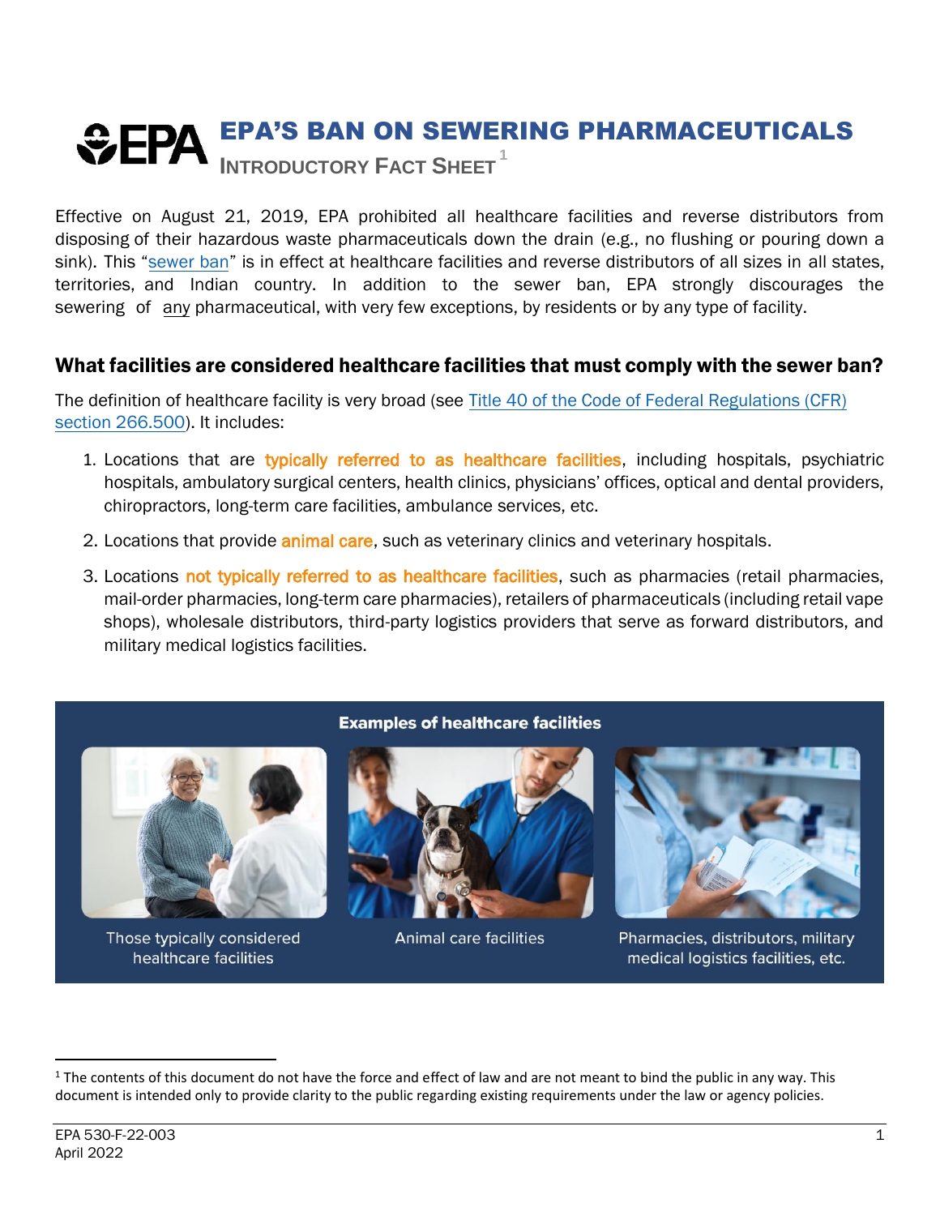# EPA'S BAN ON SEWERING PHARMACEUTICALS

## INTRODUCTORY FACT SHEET[1]

Effective on August 21, 2019, EPA prohibited all healthcare facilities and reverse distributors from disposing of their hazardous waste pharmaceuticals down the drain (e.g., no flushing or pouring down a sink). This "sewer ban" is in effect at healthcare facilities and reverse distributors of all sizes in all states, territories, and Indian country. In addition to the sewer ban, EPA strongly discourages the sewering of any pharmaceutical, with very few exceptions, by residents or by any type of facility.

### What facilities are considered healthcare facilities that must comply with the sewer ban?

The definition of healthcare facility is very broad (see Title 40 of the Code of Federal Regulations (CFR) section 266.500). It includes:

1. Locations that are typically referred to as healthcare facilities, including hospitals, psychiatric hospitals, ambulatory surgical centers, health clinics, physicians' offices, optical and dental providers, chiropractors, long-term care facilities, ambulance services, etc.
2. Locations that provide animal care, such as veterinary clinics and veterinary hospitals.
3. Locations not typically referred to as healthcare facilities, such as pharmacies (retail pharmacies, mail-order pharmacies, long-term care pharmacies), retailers of pharmaceuticals (including retail vape shops), wholesale distributors, third-party logistics providers that serve as forward distributors, and military medical logistics facilities.

**Examples of healthcare facilities**

Those typically considered healthcare facilities

Animal care facilities

Pharmacies, distributors, military medical logistics facilities, etc.

---

[1] The contents of this document do not have the force and effect of law and are not meant to bind the public in any way. This document is intended only to provide clarity to the public regarding existing requirements under the law or agency policies.

EPA 530-F-22-003
April 2022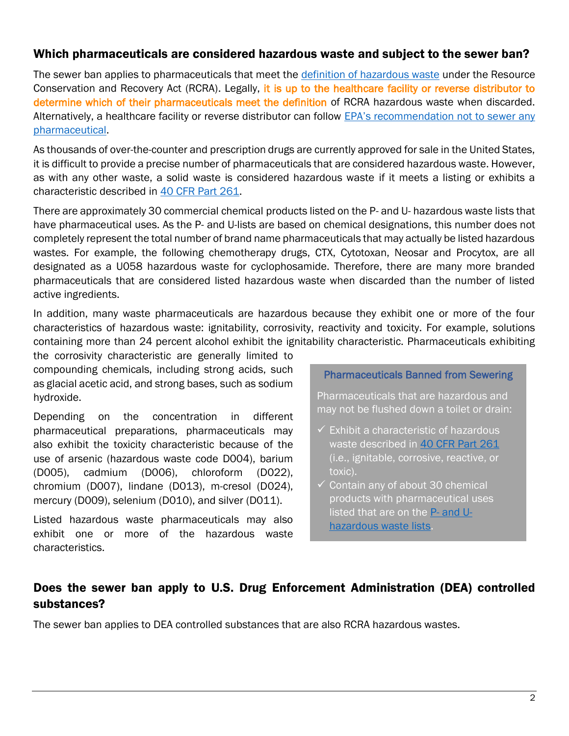## Which pharmaceuticals are considered hazardous waste and subject to the sewer ban?

The sewer ban applies to pharmaceuticals that meet the definition of hazardous waste under the Resource Conservation and Recovery Act (RCRA). Legally, it is up to the healthcare facility or reverse distributor to determine which of their pharmaceuticals meet the definition of RCRA hazardous waste when discarded. Alternatively, a healthcare facility or reverse distributor can follow EPA's recommendation not to sewer any pharmaceutical.

As thousands of over-the-counter and prescription drugs are currently approved for sale in the United States, it is difficult to provide a precise number of pharmaceuticals that are considered hazardous waste. However, as with any other waste, a solid waste is considered hazardous waste if it meets a listing or exhibits a characteristic described in 40 CFR Part 261.

There are approximately 30 commercial chemical products listed on the P- and U- hazardous waste lists that have pharmaceutical uses. As the P- and U-lists are based on chemical designations, this number does not completely represent the total number of brand name pharmaceuticals that may actually be listed hazardous wastes. For example, the following chemotherapy drugs, CTX, Cytotoxan, Neosar and Procytox, are all designated as a U058 hazardous waste for cyclophosamide. Therefore, there are many more branded pharmaceuticals that are considered listed hazardous waste when discarded than the number of listed active ingredients.

In addition, many waste pharmaceuticals are hazardous because they exhibit one or more of the four characteristics of hazardous waste: ignitability, corrosivity, reactivity and toxicity. For example, solutions containing more than 24 percent alcohol exhibit the ignitability characteristic. Pharmaceuticals exhibiting the corrosivity characteristic are generally limited to compounding chemicals, including strong acids, such as glacial acetic acid, and strong bases, such as sodium hydroxide.

Depending on the concentration in different pharmaceutical preparations, pharmaceuticals may also exhibit the toxicity characteristic because of the use of arsenic (hazardous waste code D004), barium (D005), cadmium (D006), chloroform (D022), chromium (D007), lindane (D013), m-cresol (D024), mercury (D009), selenium (D010), and silver (D011).

Listed hazardous waste pharmaceuticals may also exhibit one or more of the hazardous waste characteristics.

**Pharmaceuticals Banned from Sewering**

Pharmaceuticals that are hazardous and may not be flushed down a toilet or drain:

- ✓ Exhibit a characteristic of hazardous waste described in 40 CFR Part 261 (i.e., ignitable, corrosive, reactive, or toxic).
- ✓ Contain any of about 30 chemical products with pharmaceutical uses listed that are on the P- and U-hazardous waste lists.

## Does the sewer ban apply to U.S. Drug Enforcement Administration (DEA) controlled substances?

The sewer ban applies to DEA controlled substances that are also RCRA hazardous wastes.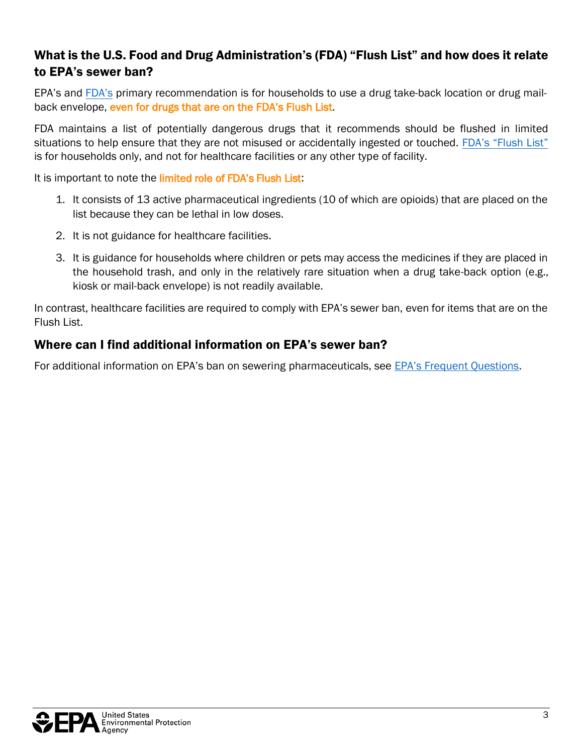## What is the U.S. Food and Drug Administration's (FDA) "Flush List" and how does it relate to EPA's sewer ban?

EPA's and FDA's primary recommendation is for households to use a drug take-back location or drug mail-back envelope, even for drugs that are on the FDA's Flush List.

FDA maintains a list of potentially dangerous drugs that it recommends should be flushed in limited situations to help ensure that they are not misused or accidentally ingested or touched. FDA's "Flush List" is for households only, and not for healthcare facilities or any other type of facility.

It is important to note the limited role of FDA's Flush List:

1. It consists of 13 active pharmaceutical ingredients (10 of which are opioids) that are placed on the list because they can be lethal in low doses.
2. It is not guidance for healthcare facilities.
3. It is guidance for households where children or pets may access the medicines if they are placed in the household trash, and only in the relatively rare situation when a drug take-back option (e.g., kiosk or mail-back envelope) is not readily available.

In contrast, healthcare facilities are required to comply with EPA's sewer ban, even for items that are on the Flush List.

## Where can I find additional information on EPA's sewer ban?

For additional information on EPA's ban on sewering pharmaceuticals, see EPA's Frequent Questions.